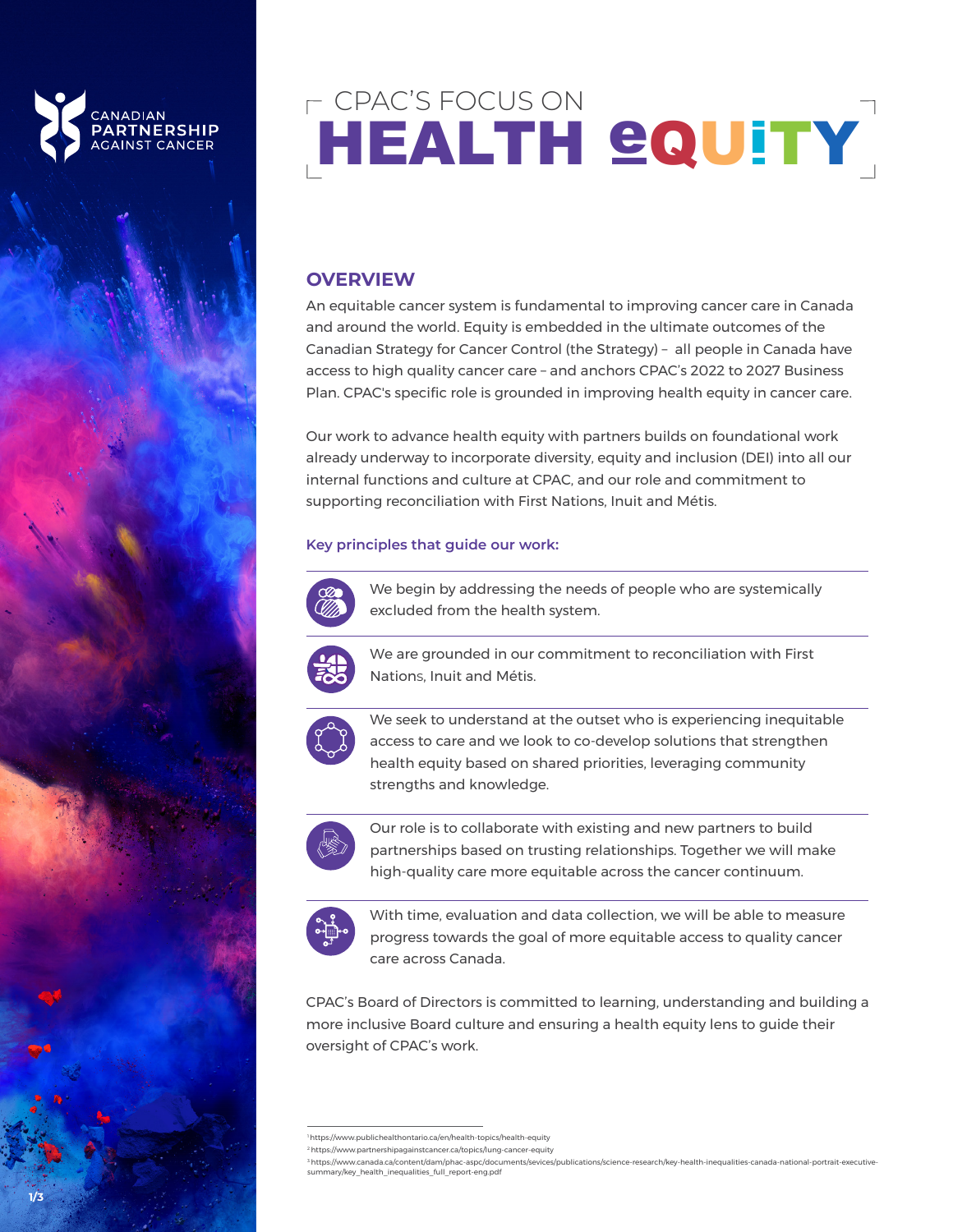CANADIAN PARTNERSHIP AGAINST CANCER

# CPAC'S FOCUS ON HEALTH EQUITY

## OVERVIEW

An equitable cancer system is fundamental to improving cancer care in Canada and around the world. Equity is embedded in the ultimate outcomes of the Canadian Strategy for Cancer Control (the Strategy) – all people in Canada have access to high quality cancer care – and anchors CPAC's 2022 to 2027 Business Plan. CPAC's specific role is grounded in improving health equity in cancer care.

Our work to advance health equity with partners builds on foundational work already underway to incorporate diversity, equity and inclusion (DEI) into all our internal functions and culture at CPAC, and our role and commitment to supporting reconciliation with First Nations, Inuit and Métis.

### Key principles that guide our work:

- We begin by addressing the needs of people who are systemically excluded from the health system.
- We are grounded in our commitment to reconciliation with First Nations, Inuit and Métis.
- We seek to understand at the outset who is experiencing inequitable access to care and we look to co-develop solutions that strengthen health equity based on shared priorities, leveraging community strengths and knowledge.
- Our role is to collaborate with existing and new partners to build partnerships based on trusting relationships. Together we will make high-quality care more equitable across the cancer continuum.
- With time, evaluation and data collection, we will be able to measure progress towards the goal of more equitable access to quality cancer care across Canada.

CPAC's Board of Directors is committed to learning, understanding and building a more inclusive Board culture and ensuring a health equity lens to guide their oversight of CPAC's work.

---

[1] https://www.publichealthontario.ca/en/health-topics/health-equity
[2] https://www.partnershipagainstcancer.ca/topics/lung-cancer-equity
[3] https://www.canada.ca/content/dam/phac-aspc/documents/sevices/publications/science-research/key-health-inequalities-canada-national-portrait-executive-summary/key_health_inequalities_full_report-eng.pdf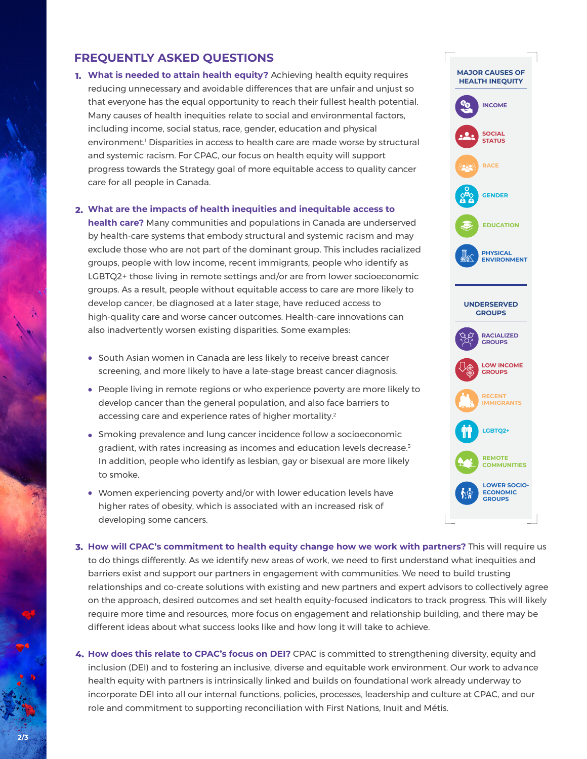## FREQUENTLY ASKED QUESTIONS

1. **What is needed to attain health equity?** Achieving health equity requires reducing unnecessary and avoidable differences that are unfair and unjust so that everyone has the equal opportunity to reach their fullest health potential. Many causes of health inequities relate to social and environmental factors, including income, social status, race, gender, education and physical environment.[1] Disparities in access to health care are made worse by structural and systemic racism. For CPAC, our focus on health equity will support progress towards the Strategy goal of more equitable access to quality cancer care for all people in Canada.

2. **What are the impacts of health inequities and inequitable access to health care?** Many communities and populations in Canada are underserved by health-care systems that embody structural and systemic racism and may exclude those who are not part of the dominant group. This includes racialized groups, people with low income, recent immigrants, people who identify as LGBTQ2+ those living in remote settings and/or are from lower socioeconomic groups. As a result, people without equitable access to care are more likely to develop cancer, be diagnosed at a later stage, have reduced access to high-quality care and worse cancer outcomes. Health-care innovations can also inadvertently worsen existing disparities. Some examples:

   - South Asian women in Canada are less likely to receive breast cancer screening, and more likely to have a late-stage breast cancer diagnosis.
   - People living in remote regions or who experience poverty are more likely to develop cancer than the general population, and also face barriers to accessing care and experience rates of higher mortality.[2]
   - Smoking prevalence and lung cancer incidence follow a socioeconomic gradient, with rates increasing as incomes and education levels decrease.[3] In addition, people who identify as lesbian, gay or bisexual are more likely to smoke.
   - Women experiencing poverty and/or with lower education levels have higher rates of obesity, which is associated with an increased risk of developing some cancers.

**MAJOR CAUSES OF HEALTH INEQUITY**

- INCOME
- SOCIAL STATUS
- RACE
- GENDER
- EDUCATION
- PHYSICAL ENVIRONMENT

**UNDERSERVED GROUPS**

- RACIALIZED GROUPS
- LOW INCOME GROUPS
- RECENT IMMIGRANTS
- LGBTQ2+
- REMOTE COMMUNITIES
- LOWER SOCIO-ECONOMIC GROUPS

3. **How will CPAC's commitment to health equity change how we work with partners?** This will require us to do things differently. As we identify new areas of work, we need to first understand what inequities and barriers exist and support our partners in engagement with communities. We need to build trusting relationships and co-create solutions with existing and new partners and expert advisors to collectively agree on the approach, desired outcomes and set health equity-focused indicators to track progress. This will likely require more time and resources, more focus on engagement and relationship building, and there may be different ideas about what success looks like and how long it will take to achieve.

4. **How does this relate to CPAC's focus on DEI?** CPAC is committed to strengthening diversity, equity and inclusion (DEI) and to fostering an inclusive, diverse and equitable work environment. Our work to advance health equity with partners is intrinsically linked and builds on foundational work already underway to incorporate DEI into all our internal functions, policies, processes, leadership and culture at CPAC, and our role and commitment to supporting reconciliation with First Nations, Inuit and Métis.